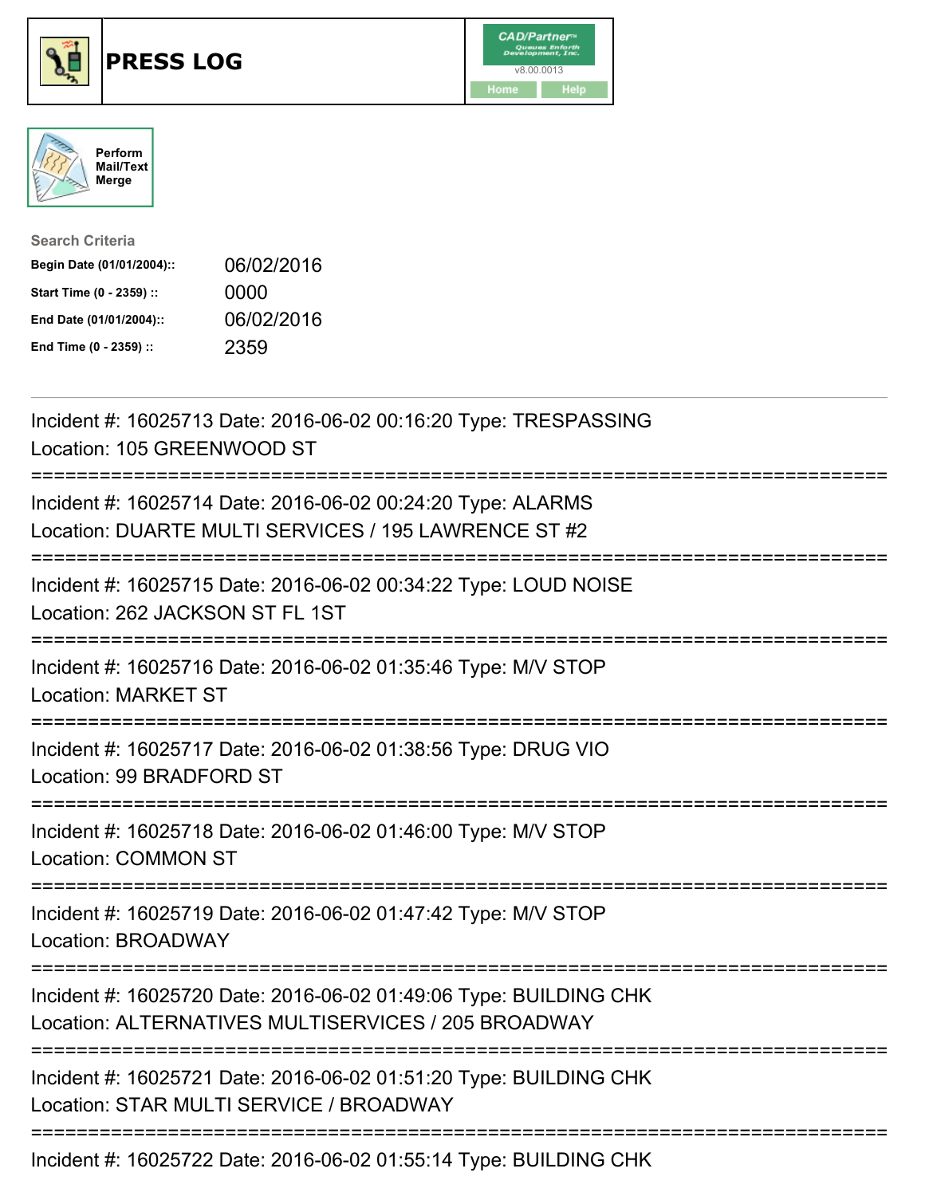# PRESS LOG

Perform Mail/Text Merge

**Search Criteria**

| | |
|---|---|
| **Begin Date (01/01/2004)::** | 06/02/2016 |
| **Start Time (0 - 2359) ::** | 0000 |
| **End Date (01/01/2004)::** | 06/02/2016 |
| **End Time (0 - 2359) ::** | 2359 |

Incident #: 16025713 Date: 2016-06-02 00:16:20 Type: TRESPASSING
Location: 105 GREENWOOD ST

===========================================================================

Incident #: 16025714 Date: 2016-06-02 00:24:20 Type: ALARMS
Location: DUARTE MULTI SERVICES / 195 LAWRENCE ST #2

===========================================================================

Incident #: 16025715 Date: 2016-06-02 00:34:22 Type: LOUD NOISE
Location: 262 JACKSON ST FL 1ST

===========================================================================

Incident #: 16025716 Date: 2016-06-02 01:35:46 Type: M/V STOP
Location: MARKET ST

===========================================================================

Incident #: 16025717 Date: 2016-06-02 01:38:56 Type: DRUG VIO
Location: 99 BRADFORD ST

===========================================================================

Incident #: 16025718 Date: 2016-06-02 01:46:00 Type: M/V STOP
Location: COMMON ST

===========================================================================

Incident #: 16025719 Date: 2016-06-02 01:47:42 Type: M/V STOP
Location: BROADWAY

===========================================================================

Incident #: 16025720 Date: 2016-06-02 01:49:06 Type: BUILDING CHK
Location: ALTERNATIVES MULTISERVICES / 205 BROADWAY

===========================================================================

Incident #: 16025721 Date: 2016-06-02 01:51:20 Type: BUILDING CHK
Location: STAR MULTI SERVICE / BROADWAY

===========================================================================

Incident #: 16025722 Date: 2016-06-02 01:55:14 Type: BUILDING CHK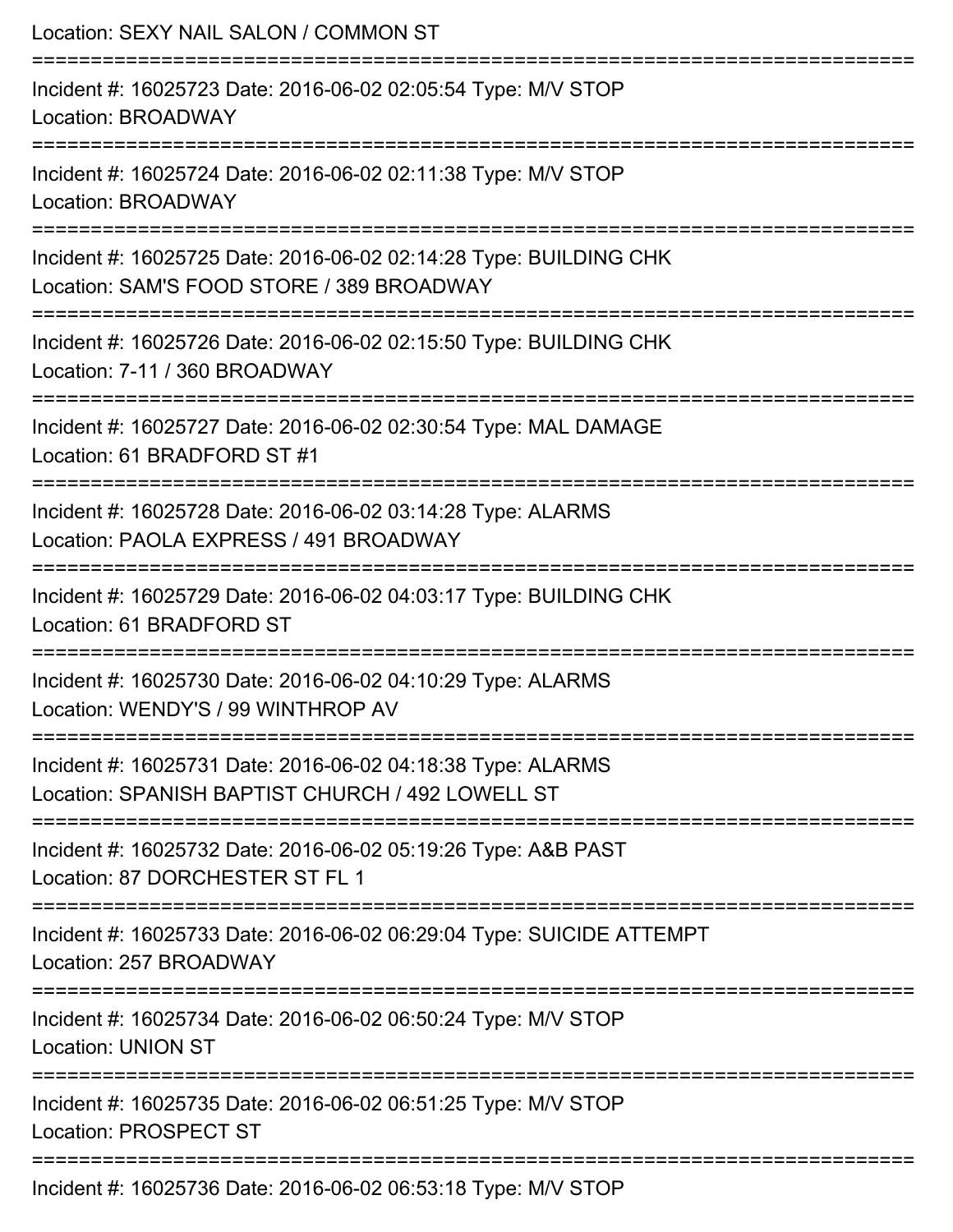Location: SEXY NAIL SALON / COMMON ST

===========================================================================

Incident #: 16025723 Date: 2016-06-02 02:05:54 Type: M/V STOP
Location: BROADWAY

===========================================================================

Incident #: 16025724 Date: 2016-06-02 02:11:38 Type: M/V STOP
Location: BROADWAY

===========================================================================

Incident #: 16025725 Date: 2016-06-02 02:14:28 Type: BUILDING CHK
Location: SAM'S FOOD STORE / 389 BROADWAY

===========================================================================

Incident #: 16025726 Date: 2016-06-02 02:15:50 Type: BUILDING CHK
Location: 7-11 / 360 BROADWAY

===========================================================================

Incident #: 16025727 Date: 2016-06-02 02:30:54 Type: MAL DAMAGE
Location: 61 BRADFORD ST #1

===========================================================================

Incident #: 16025728 Date: 2016-06-02 03:14:28 Type: ALARMS
Location: PAOLA EXPRESS / 491 BROADWAY

===========================================================================

Incident #: 16025729 Date: 2016-06-02 04:03:17 Type: BUILDING CHK
Location: 61 BRADFORD ST

===========================================================================

Incident #: 16025730 Date: 2016-06-02 04:10:29 Type: ALARMS
Location: WENDY'S / 99 WINTHROP AV

===========================================================================

Incident #: 16025731 Date: 2016-06-02 04:18:38 Type: ALARMS
Location: SPANISH BAPTIST CHURCH / 492 LOWELL ST

===========================================================================

Incident #: 16025732 Date: 2016-06-02 05:19:26 Type: A&B PAST
Location: 87 DORCHESTER ST FL 1

===========================================================================

Incident #: 16025733 Date: 2016-06-02 06:29:04 Type: SUICIDE ATTEMPT
Location: 257 BROADWAY

===========================================================================

Incident #: 16025734 Date: 2016-06-02 06:50:24 Type: M/V STOP
Location: UNION ST

===========================================================================

Incident #: 16025735 Date: 2016-06-02 06:51:25 Type: M/V STOP
Location: PROSPECT ST

===========================================================================

Incident #: 16025736 Date: 2016-06-02 06:53:18 Type: M/V STOP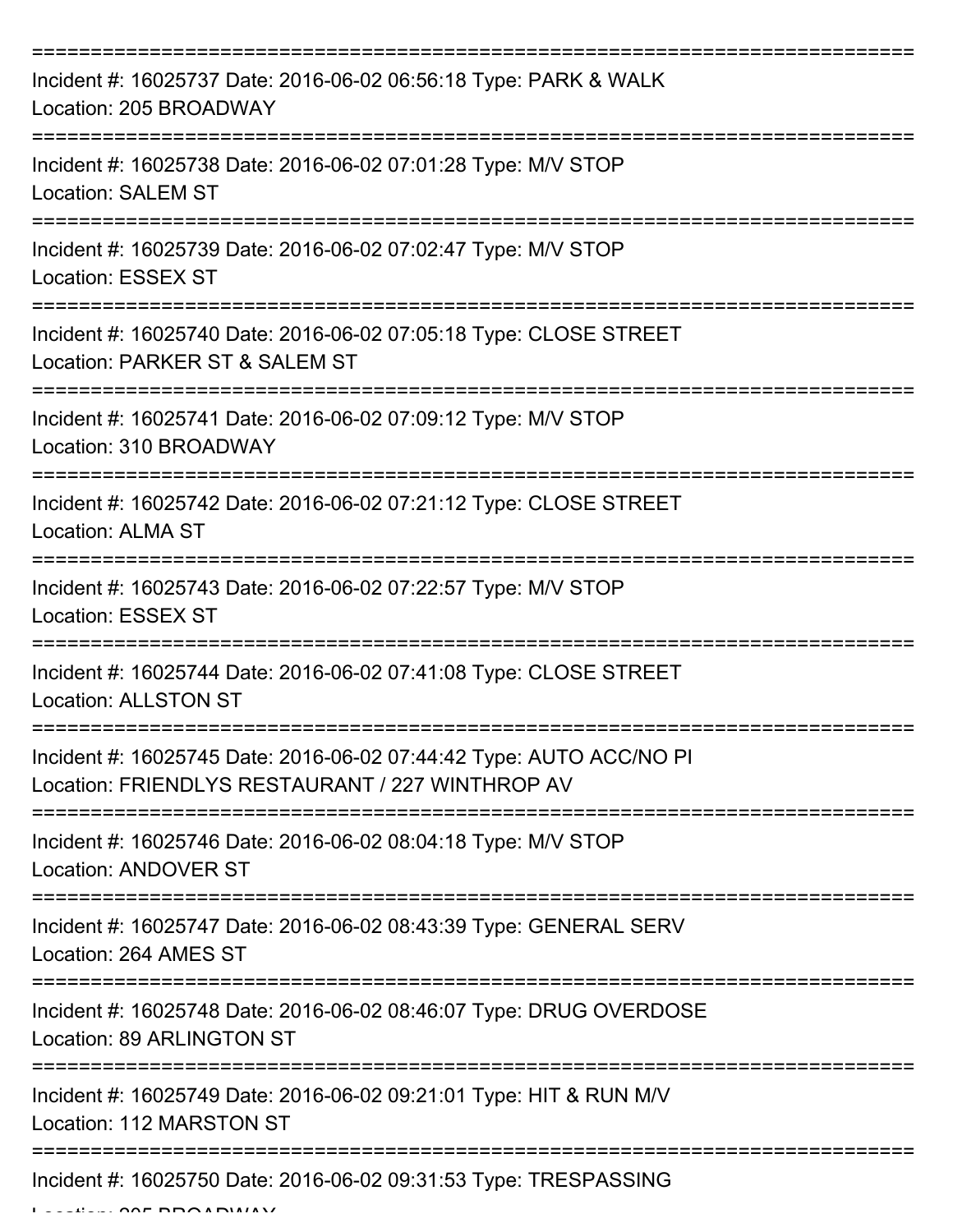===========================================================================

Incident #: 16025737 Date: 2016-06-02 06:56:18 Type: PARK & WALK
Location: 205 BROADWAY

===========================================================================

Incident #: 16025738 Date: 2016-06-02 07:01:28 Type: M/V STOP
Location: SALEM ST

===========================================================================

Incident #: 16025739 Date: 2016-06-02 07:02:47 Type: M/V STOP
Location: ESSEX ST

===========================================================================

Incident #: 16025740 Date: 2016-06-02 07:05:18 Type: CLOSE STREET
Location: PARKER ST & SALEM ST

===========================================================================

Incident #: 16025741 Date: 2016-06-02 07:09:12 Type: M/V STOP
Location: 310 BROADWAY

===========================================================================

Incident #: 16025742 Date: 2016-06-02 07:21:12 Type: CLOSE STREET
Location: ALMA ST

===========================================================================

Incident #: 16025743 Date: 2016-06-02 07:22:57 Type: M/V STOP
Location: ESSEX ST

===========================================================================

Incident #: 16025744 Date: 2016-06-02 07:41:08 Type: CLOSE STREET
Location: ALLSTON ST

===========================================================================

Incident #: 16025745 Date: 2016-06-02 07:44:42 Type: AUTO ACC/NO PI
Location: FRIENDLYS RESTAURANT / 227 WINTHROP AV

===========================================================================

Incident #: 16025746 Date: 2016-06-02 08:04:18 Type: M/V STOP
Location: ANDOVER ST

===========================================================================

Incident #: 16025747 Date: 2016-06-02 08:43:39 Type: GENERAL SERV
Location: 264 AMES ST

===========================================================================

Incident #: 16025748 Date: 2016-06-02 08:46:07 Type: DRUG OVERDOSE
Location: 89 ARLINGTON ST

===========================================================================

Incident #: 16025749 Date: 2016-06-02 09:21:01 Type: HIT & RUN M/V
Location: 112 MARSTON ST

===========================================================================

Incident #: 16025750 Date: 2016-06-02 09:31:53 Type: TRESPASSING
Location: 205 BROADWAY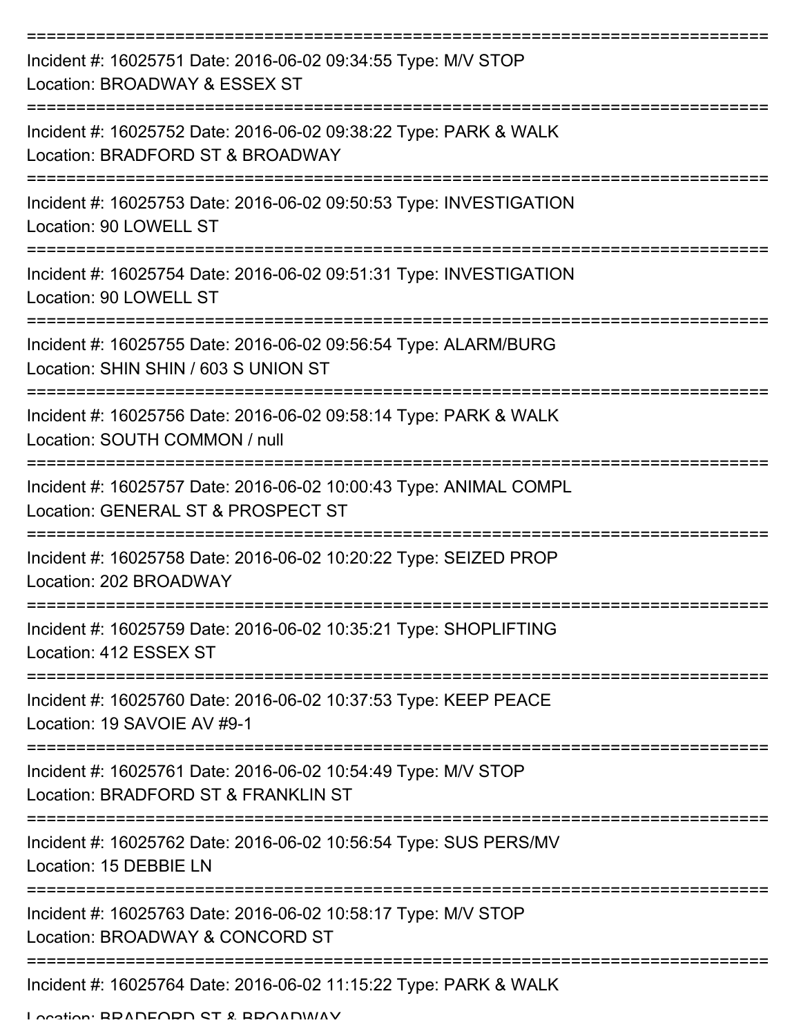===========================================================================

Incident #: 16025751 Date: 2016-06-02 09:34:55 Type: M/V STOP
Location: BROADWAY & ESSEX ST

===========================================================================

Incident #: 16025752 Date: 2016-06-02 09:38:22 Type: PARK & WALK
Location: BRADFORD ST & BROADWAY

===========================================================================

Incident #: 16025753 Date: 2016-06-02 09:50:53 Type: INVESTIGATION
Location: 90 LOWELL ST

===========================================================================

Incident #: 16025754 Date: 2016-06-02 09:51:31 Type: INVESTIGATION
Location: 90 LOWELL ST

===========================================================================

Incident #: 16025755 Date: 2016-06-02 09:56:54 Type: ALARM/BURG
Location: SHIN SHIN / 603 S UNION ST

===========================================================================

Incident #: 16025756 Date: 2016-06-02 09:58:14 Type: PARK & WALK
Location: SOUTH COMMON / null

===========================================================================

Incident #: 16025757 Date: 2016-06-02 10:00:43 Type: ANIMAL COMPL
Location: GENERAL ST & PROSPECT ST

===========================================================================

Incident #: 16025758 Date: 2016-06-02 10:20:22 Type: SEIZED PROP
Location: 202 BROADWAY

===========================================================================

Incident #: 16025759 Date: 2016-06-02 10:35:21 Type: SHOPLIFTING
Location: 412 ESSEX ST

===========================================================================

Incident #: 16025760 Date: 2016-06-02 10:37:53 Type: KEEP PEACE
Location: 19 SAVOIE AV #9-1

===========================================================================

Incident #: 16025761 Date: 2016-06-02 10:54:49 Type: M/V STOP
Location: BRADFORD ST & FRANKLIN ST

===========================================================================

Incident #: 16025762 Date: 2016-06-02 10:56:54 Type: SUS PERS/MV
Location: 15 DEBBIE LN

===========================================================================

Incident #: 16025763 Date: 2016-06-02 10:58:17 Type: M/V STOP
Location: BROADWAY & CONCORD ST

===========================================================================

Incident #: 16025764 Date: 2016-06-02 11:15:22 Type: PARK & WALK
Location: BRADFORD ST & BROADWAY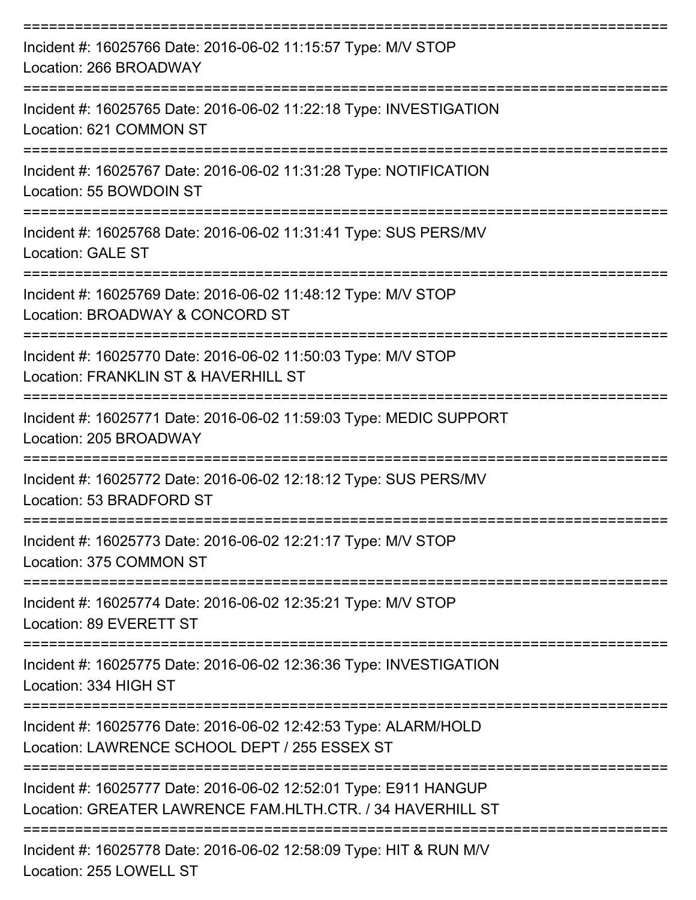===========================================================================

Incident #: 16025766 Date: 2016-06-02 11:15:57 Type: M/V STOP
Location: 266 BROADWAY

===========================================================================

Incident #: 16025765 Date: 2016-06-02 11:22:18 Type: INVESTIGATION
Location: 621 COMMON ST

===========================================================================

Incident #: 16025767 Date: 2016-06-02 11:31:28 Type: NOTIFICATION
Location: 55 BOWDOIN ST

===========================================================================

Incident #: 16025768 Date: 2016-06-02 11:31:41 Type: SUS PERS/MV
Location: GALE ST

===========================================================================

Incident #: 16025769 Date: 2016-06-02 11:48:12 Type: M/V STOP
Location: BROADWAY & CONCORD ST

===========================================================================

Incident #: 16025770 Date: 2016-06-02 11:50:03 Type: M/V STOP
Location: FRANKLIN ST & HAVERHILL ST

===========================================================================

Incident #: 16025771 Date: 2016-06-02 11:59:03 Type: MEDIC SUPPORT
Location: 205 BROADWAY

===========================================================================

Incident #: 16025772 Date: 2016-06-02 12:18:12 Type: SUS PERS/MV
Location: 53 BRADFORD ST

===========================================================================

Incident #: 16025773 Date: 2016-06-02 12:21:17 Type: M/V STOP
Location: 375 COMMON ST

===========================================================================

Incident #: 16025774 Date: 2016-06-02 12:35:21 Type: M/V STOP
Location: 89 EVERETT ST

===========================================================================

Incident #: 16025775 Date: 2016-06-02 12:36:36 Type: INVESTIGATION
Location: 334 HIGH ST

===========================================================================

Incident #: 16025776 Date: 2016-06-02 12:42:53 Type: ALARM/HOLD
Location: LAWRENCE SCHOOL DEPT / 255 ESSEX ST

===========================================================================

Incident #: 16025777 Date: 2016-06-02 12:52:01 Type: E911 HANGUP
Location: GREATER LAWRENCE FAM.HLTH.CTR. / 34 HAVERHILL ST

===========================================================================

Incident #: 16025778 Date: 2016-06-02 12:58:09 Type: HIT & RUN M/V
Location: 255 LOWELL ST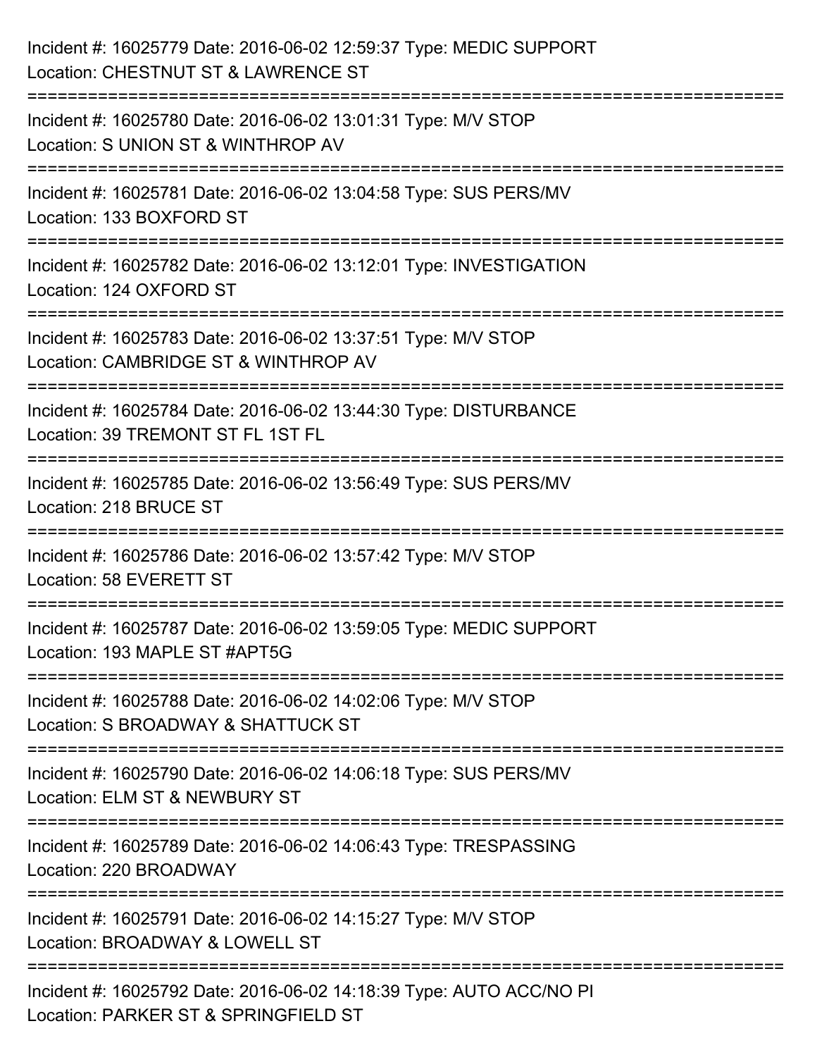Incident #: 16025779 Date: 2016-06-02 12:59:37 Type: MEDIC SUPPORT
Location: CHESTNUT ST & LAWRENCE ST

===========================================================================

Incident #: 16025780 Date: 2016-06-02 13:01:31 Type: M/V STOP
Location: S UNION ST & WINTHROP AV

===========================================================================

Incident #: 16025781 Date: 2016-06-02 13:04:58 Type: SUS PERS/MV
Location: 133 BOXFORD ST

===========================================================================

Incident #: 16025782 Date: 2016-06-02 13:12:01 Type: INVESTIGATION
Location: 124 OXFORD ST

===========================================================================

Incident #: 16025783 Date: 2016-06-02 13:37:51 Type: M/V STOP
Location: CAMBRIDGE ST & WINTHROP AV

===========================================================================

Incident #: 16025784 Date: 2016-06-02 13:44:30 Type: DISTURBANCE
Location: 39 TREMONT ST FL 1ST FL

===========================================================================

Incident #: 16025785 Date: 2016-06-02 13:56:49 Type: SUS PERS/MV
Location: 218 BRUCE ST

===========================================================================

Incident #: 16025786 Date: 2016-06-02 13:57:42 Type: M/V STOP
Location: 58 EVERETT ST

===========================================================================

Incident #: 16025787 Date: 2016-06-02 13:59:05 Type: MEDIC SUPPORT
Location: 193 MAPLE ST #APT5G

===========================================================================

Incident #: 16025788 Date: 2016-06-02 14:02:06 Type: M/V STOP
Location: S BROADWAY & SHATTUCK ST

===========================================================================

Incident #: 16025790 Date: 2016-06-02 14:06:18 Type: SUS PERS/MV
Location: ELM ST & NEWBURY ST

===========================================================================

Incident #: 16025789 Date: 2016-06-02 14:06:43 Type: TRESPASSING
Location: 220 BROADWAY

===========================================================================

Incident #: 16025791 Date: 2016-06-02 14:15:27 Type: M/V STOP
Location: BROADWAY & LOWELL ST

===========================================================================

Incident #: 16025792 Date: 2016-06-02 14:18:39 Type: AUTO ACC/NO PI
Location: PARKER ST & SPRINGFIELD ST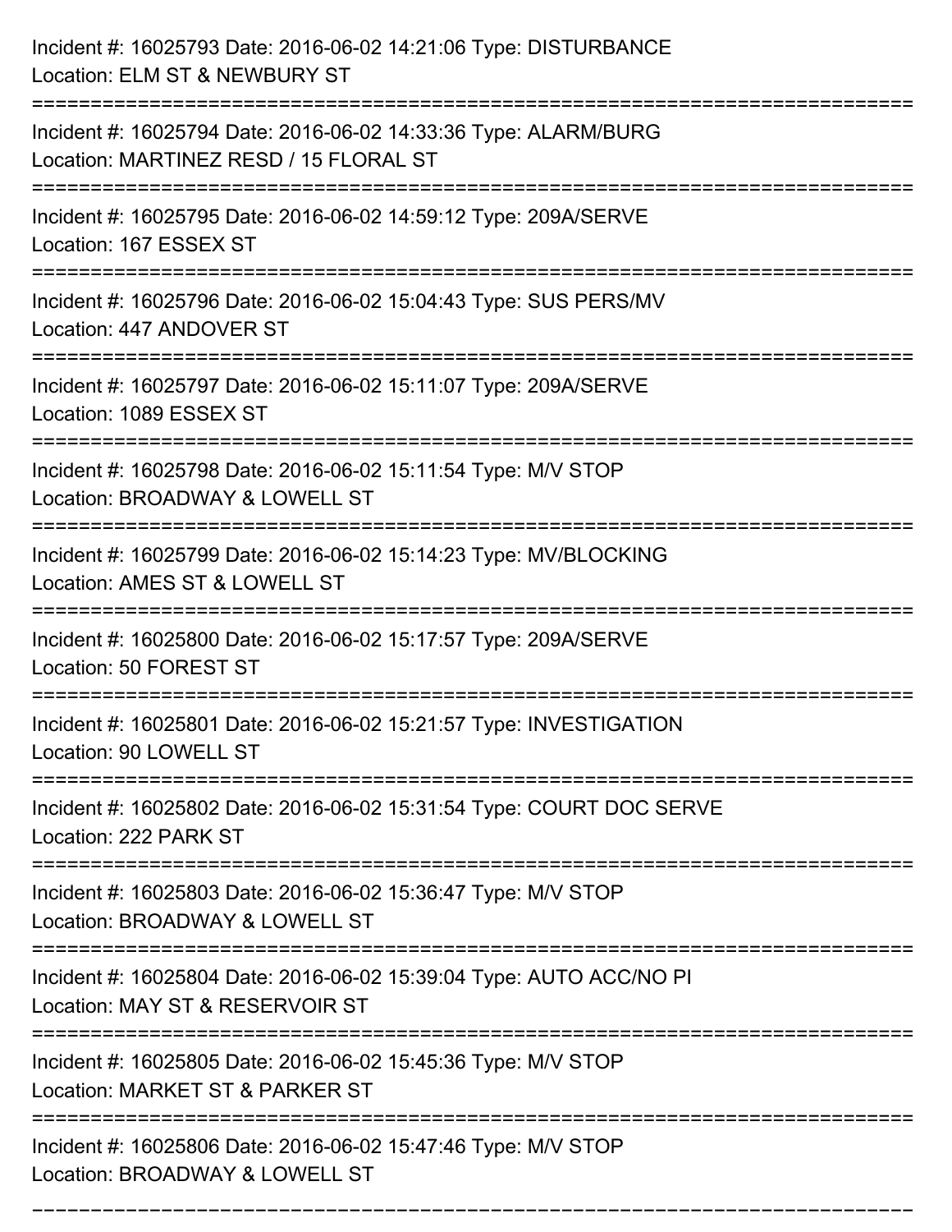Incident #: 16025793 Date: 2016-06-02 14:21:06 Type: DISTURBANCE
Location: ELM ST & NEWBURY ST

===========================================================================

Incident #: 16025794 Date: 2016-06-02 14:33:36 Type: ALARM/BURG
Location: MARTINEZ RESD / 15 FLORAL ST

===========================================================================

Incident #: 16025795 Date: 2016-06-02 14:59:12 Type: 209A/SERVE
Location: 167 ESSEX ST

===========================================================================

Incident #: 16025796 Date: 2016-06-02 15:04:43 Type: SUS PERS/MV
Location: 447 ANDOVER ST

===========================================================================

Incident #: 16025797 Date: 2016-06-02 15:11:07 Type: 209A/SERVE
Location: 1089 ESSEX ST

===========================================================================

Incident #: 16025798 Date: 2016-06-02 15:11:54 Type: M/V STOP
Location: BROADWAY & LOWELL ST

===========================================================================

Incident #: 16025799 Date: 2016-06-02 15:14:23 Type: MV/BLOCKING
Location: AMES ST & LOWELL ST

===========================================================================

Incident #: 16025800 Date: 2016-06-02 15:17:57 Type: 209A/SERVE
Location: 50 FOREST ST

===========================================================================

Incident #: 16025801 Date: 2016-06-02 15:21:57 Type: INVESTIGATION
Location: 90 LOWELL ST

===========================================================================

Incident #: 16025802 Date: 2016-06-02 15:31:54 Type: COURT DOC SERVE
Location: 222 PARK ST

===========================================================================

Incident #: 16025803 Date: 2016-06-02 15:36:47 Type: M/V STOP
Location: BROADWAY & LOWELL ST

===========================================================================

Incident #: 16025804 Date: 2016-06-02 15:39:04 Type: AUTO ACC/NO PI
Location: MAY ST & RESERVOIR ST

===========================================================================

Incident #: 16025805 Date: 2016-06-02 15:45:36 Type: M/V STOP
Location: MARKET ST & PARKER ST

===========================================================================

Incident #: 16025806 Date: 2016-06-02 15:47:46 Type: M/V STOP
Location: BROADWAY & LOWELL ST

===========================================================================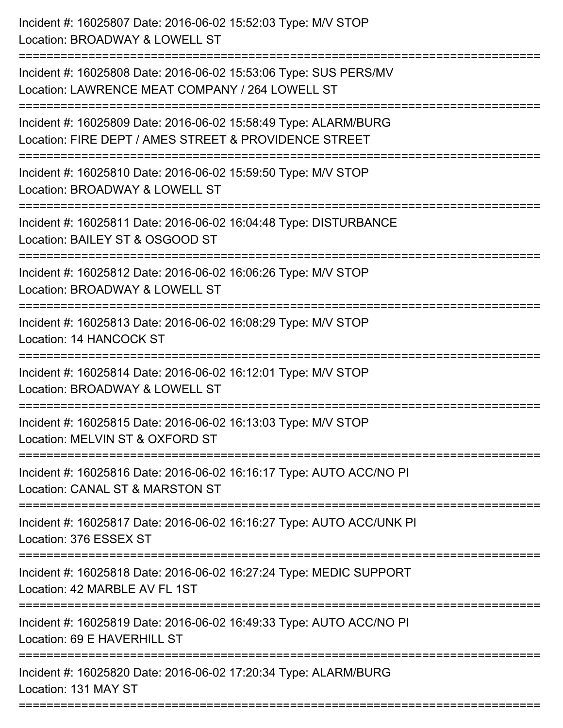Incident #: 16025807 Date: 2016-06-02 15:52:03 Type: M/V STOP
Location: BROADWAY & LOWELL ST

===========================================================================

Incident #: 16025808 Date: 2016-06-02 15:53:06 Type: SUS PERS/MV
Location: LAWRENCE MEAT COMPANY / 264 LOWELL ST

===========================================================================

Incident #: 16025809 Date: 2016-06-02 15:58:49 Type: ALARM/BURG
Location: FIRE DEPT / AMES STREET & PROVIDENCE STREET

===========================================================================

Incident #: 16025810 Date: 2016-06-02 15:59:50 Type: M/V STOP
Location: BROADWAY & LOWELL ST

===========================================================================

Incident #: 16025811 Date: 2016-06-02 16:04:48 Type: DISTURBANCE
Location: BAILEY ST & OSGOOD ST

===========================================================================

Incident #: 16025812 Date: 2016-06-02 16:06:26 Type: M/V STOP
Location: BROADWAY & LOWELL ST

===========================================================================

Incident #: 16025813 Date: 2016-06-02 16:08:29 Type: M/V STOP
Location: 14 HANCOCK ST

===========================================================================

Incident #: 16025814 Date: 2016-06-02 16:12:01 Type: M/V STOP
Location: BROADWAY & LOWELL ST

===========================================================================

Incident #: 16025815 Date: 2016-06-02 16:13:03 Type: M/V STOP
Location: MELVIN ST & OXFORD ST

===========================================================================

Incident #: 16025816 Date: 2016-06-02 16:16:17 Type: AUTO ACC/NO PI
Location: CANAL ST & MARSTON ST

===========================================================================

Incident #: 16025817 Date: 2016-06-02 16:16:27 Type: AUTO ACC/UNK PI
Location: 376 ESSEX ST

===========================================================================

Incident #: 16025818 Date: 2016-06-02 16:27:24 Type: MEDIC SUPPORT
Location: 42 MARBLE AV FL 1ST

===========================================================================

Incident #: 16025819 Date: 2016-06-02 16:49:33 Type: AUTO ACC/NO PI
Location: 69 E HAVERHILL ST

===========================================================================

Incident #: 16025820 Date: 2016-06-02 17:20:34 Type: ALARM/BURG
Location: 131 MAY ST

===========================================================================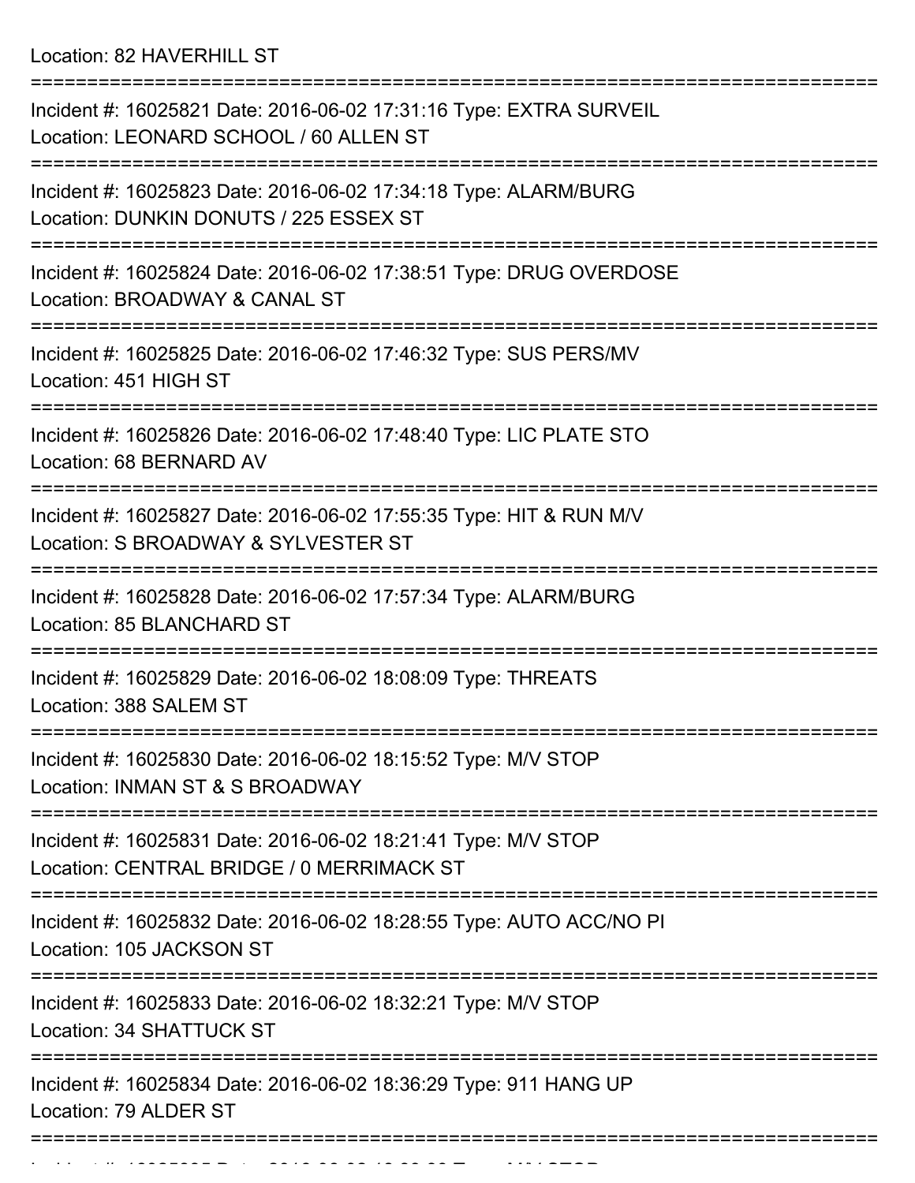Location: 82 HAVERHILL ST

===========================================================================

Incident #: 16025821 Date: 2016-06-02 17:31:16 Type: EXTRA SURVEIL
Location: LEONARD SCHOOL / 60 ALLEN ST

===========================================================================

Incident #: 16025823 Date: 2016-06-02 17:34:18 Type: ALARM/BURG
Location: DUNKIN DONUTS / 225 ESSEX ST

===========================================================================

Incident #: 16025824 Date: 2016-06-02 17:38:51 Type: DRUG OVERDOSE
Location: BROADWAY & CANAL ST

===========================================================================

Incident #: 16025825 Date: 2016-06-02 17:46:32 Type: SUS PERS/MV
Location: 451 HIGH ST

===========================================================================

Incident #: 16025826 Date: 2016-06-02 17:48:40 Type: LIC PLATE STO
Location: 68 BERNARD AV

===========================================================================

Incident #: 16025827 Date: 2016-06-02 17:55:35 Type: HIT & RUN M/V
Location: S BROADWAY & SYLVESTER ST

===========================================================================

Incident #: 16025828 Date: 2016-06-02 17:57:34 Type: ALARM/BURG
Location: 85 BLANCHARD ST

===========================================================================

Incident #: 16025829 Date: 2016-06-02 18:08:09 Type: THREATS
Location: 388 SALEM ST

===========================================================================

Incident #: 16025830 Date: 2016-06-02 18:15:52 Type: M/V STOP
Location: INMAN ST & S BROADWAY

===========================================================================

Incident #: 16025831 Date: 2016-06-02 18:21:41 Type: M/V STOP
Location: CENTRAL BRIDGE / 0 MERRIMACK ST

===========================================================================

Incident #: 16025832 Date: 2016-06-02 18:28:55 Type: AUTO ACC/NO PI
Location: 105 JACKSON ST

===========================================================================

Incident #: 16025833 Date: 2016-06-02 18:32:21 Type: M/V STOP
Location: 34 SHATTUCK ST

===========================================================================

Incident #: 16025834 Date: 2016-06-02 18:36:29 Type: 911 HANG UP
Location: 79 ALDER ST

===========================================================================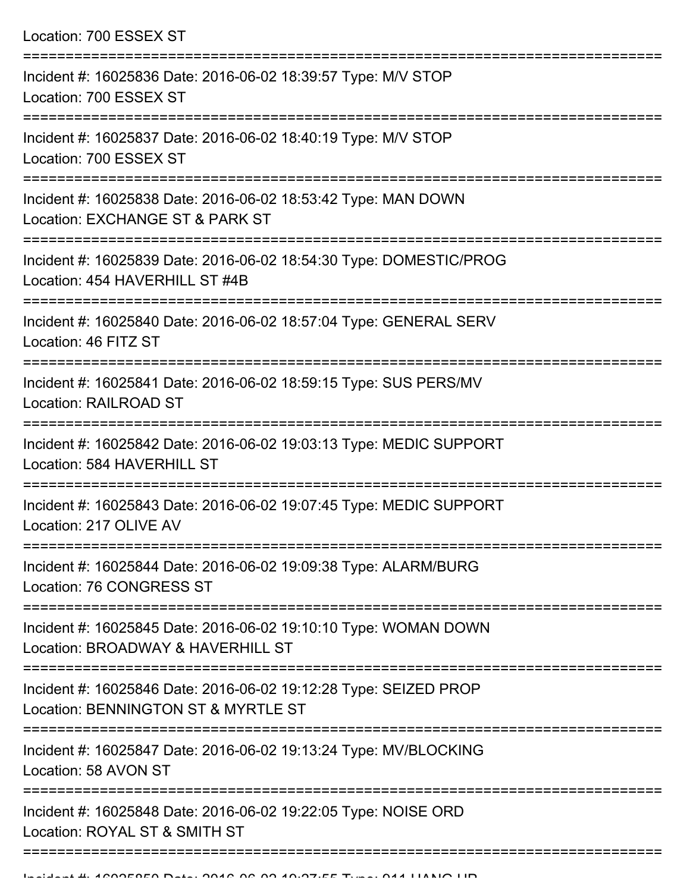Location: 700 ESSEX ST

===========================================================================

Incident #: 16025836 Date: 2016-06-02 18:39:57 Type: M/V STOP
Location: 700 ESSEX ST

===========================================================================

Incident #: 16025837 Date: 2016-06-02 18:40:19 Type: M/V STOP
Location: 700 ESSEX ST

===========================================================================

Incident #: 16025838 Date: 2016-06-02 18:53:42 Type: MAN DOWN
Location: EXCHANGE ST & PARK ST

===========================================================================

Incident #: 16025839 Date: 2016-06-02 18:54:30 Type: DOMESTIC/PROG
Location: 454 HAVERHILL ST #4B

===========================================================================

Incident #: 16025840 Date: 2016-06-02 18:57:04 Type: GENERAL SERV
Location: 46 FITZ ST

===========================================================================

Incident #: 16025841 Date: 2016-06-02 18:59:15 Type: SUS PERS/MV
Location: RAILROAD ST

===========================================================================

Incident #: 16025842 Date: 2016-06-02 19:03:13 Type: MEDIC SUPPORT
Location: 584 HAVERHILL ST

===========================================================================

Incident #: 16025843 Date: 2016-06-02 19:07:45 Type: MEDIC SUPPORT
Location: 217 OLIVE AV

===========================================================================

Incident #: 16025844 Date: 2016-06-02 19:09:38 Type: ALARM/BURG
Location: 76 CONGRESS ST

===========================================================================

Incident #: 16025845 Date: 2016-06-02 19:10:10 Type: WOMAN DOWN
Location: BROADWAY & HAVERHILL ST

===========================================================================

Incident #: 16025846 Date: 2016-06-02 19:12:28 Type: SEIZED PROP
Location: BENNINGTON ST & MYRTLE ST

===========================================================================

Incident #: 16025847 Date: 2016-06-02 19:13:24 Type: MV/BLOCKING
Location: 58 AVON ST

===========================================================================

Incident #: 16025848 Date: 2016-06-02 19:22:05 Type: NOISE ORD
Location: ROYAL ST & SMITH ST

===========================================================================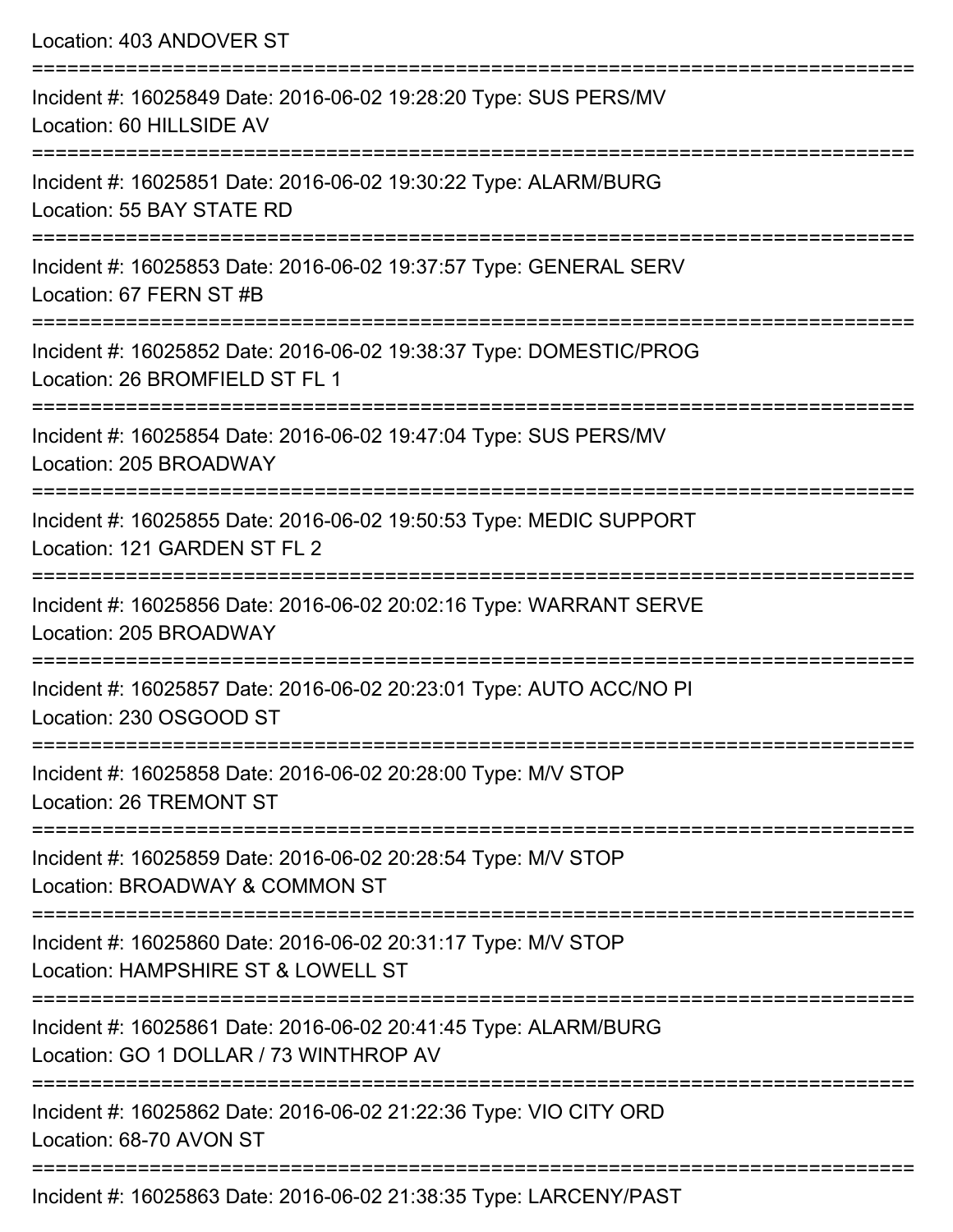Location: 403 ANDOVER ST

===========================================================================

Incident #: 16025849 Date: 2016-06-02 19:28:20 Type: SUS PERS/MV
Location: 60 HILLSIDE AV

===========================================================================

Incident #: 16025851 Date: 2016-06-02 19:30:22 Type: ALARM/BURG
Location: 55 BAY STATE RD

===========================================================================

Incident #: 16025853 Date: 2016-06-02 19:37:57 Type: GENERAL SERV
Location: 67 FERN ST #B

===========================================================================

Incident #: 16025852 Date: 2016-06-02 19:38:37 Type: DOMESTIC/PROG
Location: 26 BROMFIELD ST FL 1

===========================================================================

Incident #: 16025854 Date: 2016-06-02 19:47:04 Type: SUS PERS/MV
Location: 205 BROADWAY

===========================================================================

Incident #: 16025855 Date: 2016-06-02 19:50:53 Type: MEDIC SUPPORT
Location: 121 GARDEN ST FL 2

===========================================================================

Incident #: 16025856 Date: 2016-06-02 20:02:16 Type: WARRANT SERVE
Location: 205 BROADWAY

===========================================================================

Incident #: 16025857 Date: 2016-06-02 20:23:01 Type: AUTO ACC/NO PI
Location: 230 OSGOOD ST

===========================================================================

Incident #: 16025858 Date: 2016-06-02 20:28:00 Type: M/V STOP
Location: 26 TREMONT ST

===========================================================================

Incident #: 16025859 Date: 2016-06-02 20:28:54 Type: M/V STOP
Location: BROADWAY & COMMON ST

===========================================================================

Incident #: 16025860 Date: 2016-06-02 20:31:17 Type: M/V STOP
Location: HAMPSHIRE ST & LOWELL ST

===========================================================================

Incident #: 16025861 Date: 2016-06-02 20:41:45 Type: ALARM/BURG
Location: GO 1 DOLLAR / 73 WINTHROP AV

===========================================================================

Incident #: 16025862 Date: 2016-06-02 21:22:36 Type: VIO CITY ORD
Location: 68-70 AVON ST

===========================================================================

Incident #: 16025863 Date: 2016-06-02 21:38:35 Type: LARCENY/PAST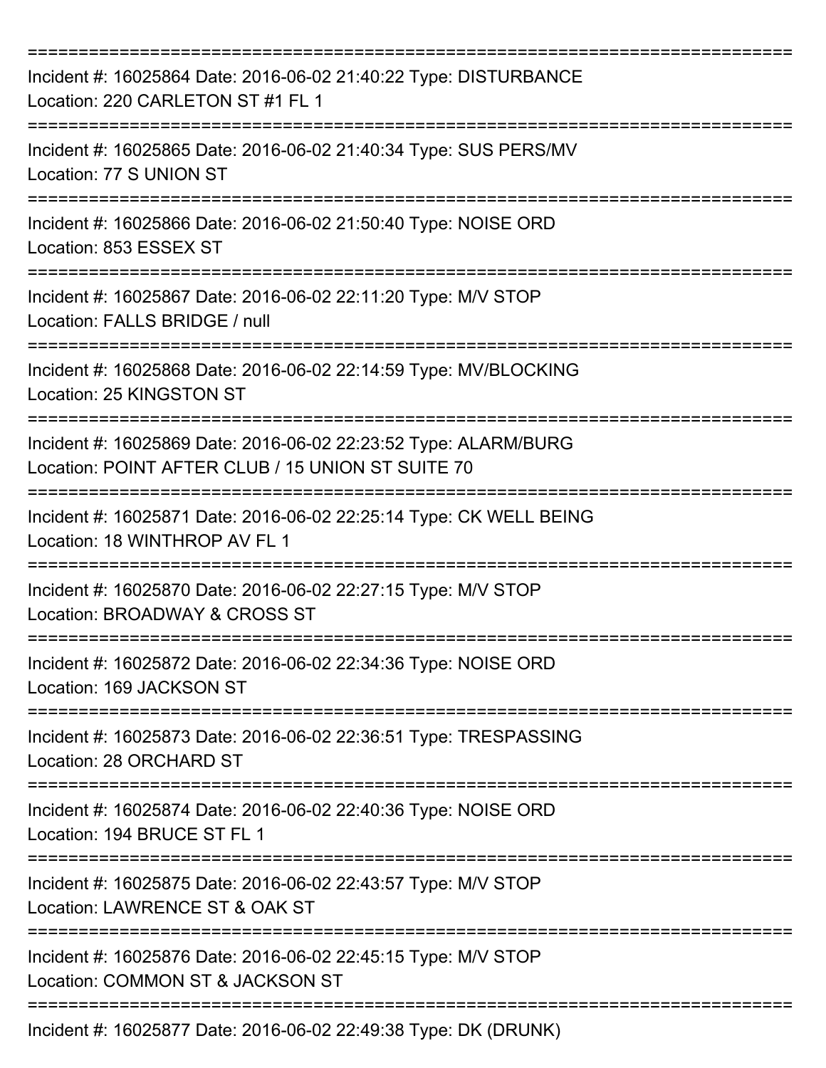===========================================================================

Incident #: 16025864 Date: 2016-06-02 21:40:22 Type: DISTURBANCE
Location: 220 CARLETON ST #1 FL 1

===========================================================================

Incident #: 16025865 Date: 2016-06-02 21:40:34 Type: SUS PERS/MV
Location: 77 S UNION ST

===========================================================================

Incident #: 16025866 Date: 2016-06-02 21:50:40 Type: NOISE ORD
Location: 853 ESSEX ST

===========================================================================

Incident #: 16025867 Date: 2016-06-02 22:11:20 Type: M/V STOP
Location: FALLS BRIDGE / null

===========================================================================

Incident #: 16025868 Date: 2016-06-02 22:14:59 Type: MV/BLOCKING
Location: 25 KINGSTON ST

===========================================================================

Incident #: 16025869 Date: 2016-06-02 22:23:52 Type: ALARM/BURG
Location: POINT AFTER CLUB / 15 UNION ST SUITE 70

===========================================================================

Incident #: 16025871 Date: 2016-06-02 22:25:14 Type: CK WELL BEING
Location: 18 WINTHROP AV FL 1

===========================================================================

Incident #: 16025870 Date: 2016-06-02 22:27:15 Type: M/V STOP
Location: BROADWAY & CROSS ST

===========================================================================

Incident #: 16025872 Date: 2016-06-02 22:34:36 Type: NOISE ORD
Location: 169 JACKSON ST

===========================================================================

Incident #: 16025873 Date: 2016-06-02 22:36:51 Type: TRESPASSING
Location: 28 ORCHARD ST

===========================================================================

Incident #: 16025874 Date: 2016-06-02 22:40:36 Type: NOISE ORD
Location: 194 BRUCE ST FL 1

===========================================================================

Incident #: 16025875 Date: 2016-06-02 22:43:57 Type: M/V STOP
Location: LAWRENCE ST & OAK ST

===========================================================================

Incident #: 16025876 Date: 2016-06-02 22:45:15 Type: M/V STOP
Location: COMMON ST & JACKSON ST

===========================================================================

Incident #: 16025877 Date: 2016-06-02 22:49:38 Type: DK (DRUNK)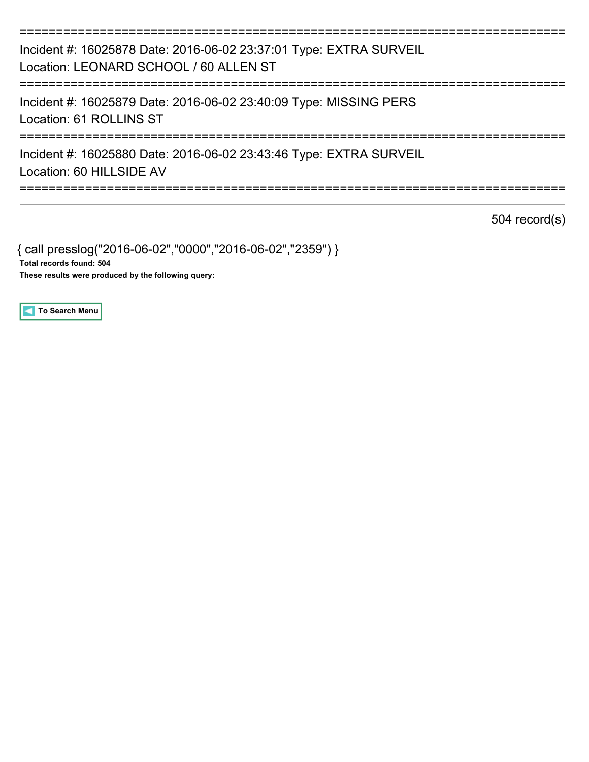===========================================================================

Incident #: 16025878 Date: 2016-06-02 23:37:01 Type: EXTRA SURVEIL
Location: LEONARD SCHOOL / 60 ALLEN ST

===========================================================================

Incident #: 16025879 Date: 2016-06-02 23:40:09 Type: MISSING PERS
Location: 61 ROLLINS ST

===========================================================================

Incident #: 16025880 Date: 2016-06-02 23:43:46 Type: EXTRA SURVEIL
Location: 60 HILLSIDE AV

===========================================================================

504 record(s)

{ call presslog("2016-06-02","0000","2016-06-02","2359") }

**Total records found: 504**

**These results were produced by the following query:**

**To Search Menu**